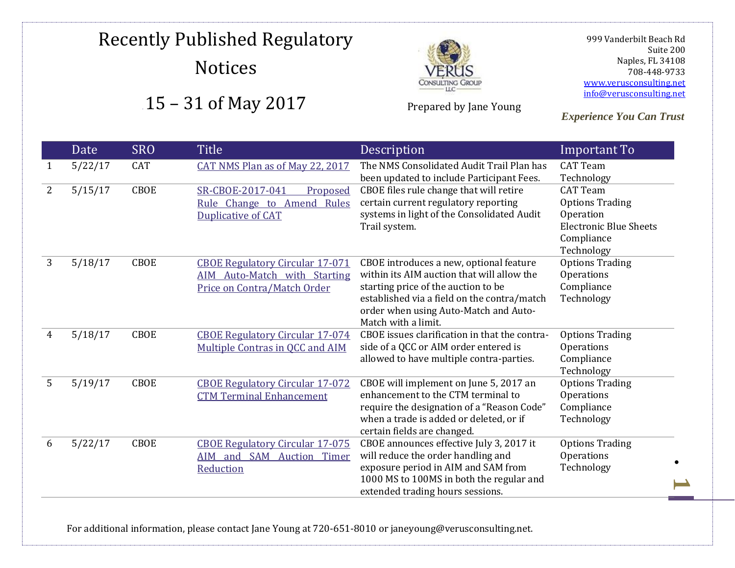# Recently Published Regulatory Notices

## 15 – 31 of May 2017

Prepared by Jane Young

999 Vanderbilt Beach Rd
Suite 200
Naples, FL 34108
708-448-9733
www.verusconsulting.net
info@verusconsulting.net

***Experience You Can Trust***

| | Date | SRO | Title | Description | Important To |
|---|---|---|---|---|---|
| 1 | 5/22/17 | CAT | CAT NMS Plan as of May 22, 2017 | The NMS Consolidated Audit Trail Plan has been updated to include Participant Fees. | CAT Team<br>Technology |
| 2 | 5/15/17 | CBOE | SR-CBOE-2017-041 Proposed Rule Change to Amend Rules Duplicative of CAT | CBOE files rule change that will retire certain current regulatory reporting systems in light of the Consolidated Audit Trail system. | CAT Team<br>Options Trading<br>Operation<br>Electronic Blue Sheets<br>Compliance<br>Technology |
| 3 | 5/18/17 | CBOE | CBOE Regulatory Circular 17-071 AIM Auto-Match with Starting Price on Contra/Match Order | CBOE introduces a new, optional feature within its AIM auction that will allow the starting price of the auction to be established via a field on the contra/match order when using Auto-Match and Auto-Match with a limit. | Options Trading<br>Operations<br>Compliance<br>Technology |
| 4 | 5/18/17 | CBOE | CBOE Regulatory Circular 17-074 Multiple Contras in QCC and AIM | CBOE issues clarification in that the contra-side of a QCC or AIM order entered is allowed to have multiple contra-parties. | Options Trading<br>Operations<br>Compliance<br>Technology |
| 5 | 5/19/17 | CBOE | CBOE Regulatory Circular 17-072 CTM Terminal Enhancement | CBOE will implement on June 5, 2017 an enhancement to the CTM terminal to require the designation of a "Reason Code" when a trade is added or deleted, or if certain fields are changed. | Options Trading<br>Operations<br>Compliance<br>Technology |
| 6 | 5/22/17 | CBOE | CBOE Regulatory Circular 17-075 AIM and SAM Auction Timer Reduction | CBOE announces effective July 3, 2017 it will reduce the order handling and exposure period in AIM and SAM from 1000 MS to 100MS in both the regular and extended trading hours sessions. | Options Trading<br>Operations<br>Technology |

For additional information, please contact Jane Young at 720-651-8010 or janeyoung@verusconsulting.net.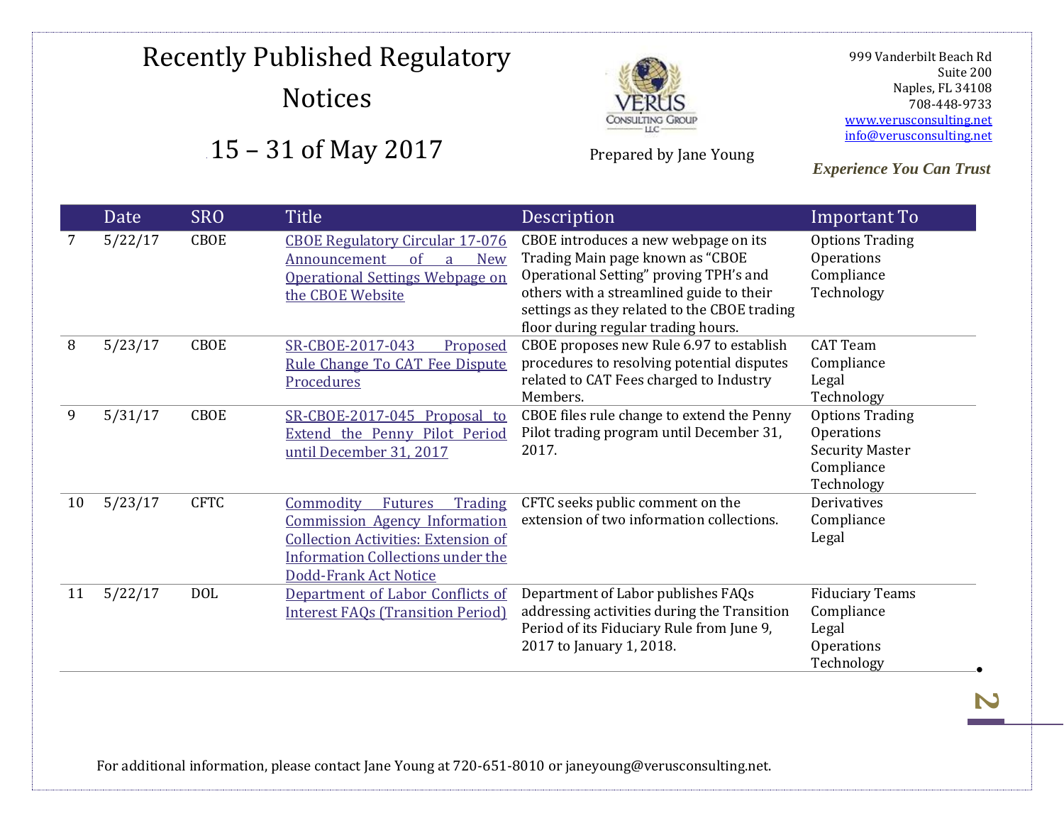# Recently Published Regulatory Notices

## 15 – 31 of May 2017

Prepared by Jane Young

999 Vanderbilt Beach Rd
Suite 200
Naples, FL 34108
708-448-9733
www.verusconsulting.net
info@verusconsulting.net

*Experience You Can Trust*

| | Date | SRO | Title | Description | Important To |
|---|---|---|---|---|---|
| 7 | 5/22/17 | CBOE | CBOE Regulatory Circular 17-076 Announcement of a New Operational Settings Webpage on the CBOE Website | CBOE introduces a new webpage on its Trading Main page known as "CBOE Operational Setting" proving TPH's and others with a streamlined guide to their settings as they related to the CBOE trading floor during regular trading hours. | Options Trading<br>Operations<br>Compliance<br>Technology |
| 8 | 5/23/17 | CBOE | SR-CBOE-2017-043 Proposed Rule Change To CAT Fee Dispute Procedures | CBOE proposes new Rule 6.97 to establish procedures to resolving potential disputes related to CAT Fees charged to Industry Members. | CAT Team<br>Compliance<br>Legal<br>Technology |
| 9 | 5/31/17 | CBOE | SR-CBOE-2017-045 Proposal to Extend the Penny Pilot Period until December 31, 2017 | CBOE files rule change to extend the Penny Pilot trading program until December 31, 2017. | Options Trading<br>Operations<br>Security Master<br>Compliance<br>Technology |
| 10 | 5/23/17 | CFTC | Commodity Futures Trading Commission Agency Information Collection Activities: Extension of Information Collections under the Dodd-Frank Act Notice | CFTC seeks public comment on the extension of two information collections. | Derivatives<br>Compliance<br>Legal |
| 11 | 5/22/17 | DOL | Department of Labor Conflicts of Interest FAQs (Transition Period) | Department of Labor publishes FAQs addressing activities during the Transition Period of its Fiduciary Rule from June 9, 2017 to January 1, 2018. | Fiduciary Teams<br>Compliance<br>Legal<br>Operations<br>Technology |

For additional information, please contact Jane Young at 720-651-8010 or janeyoung@verusconsulting.net.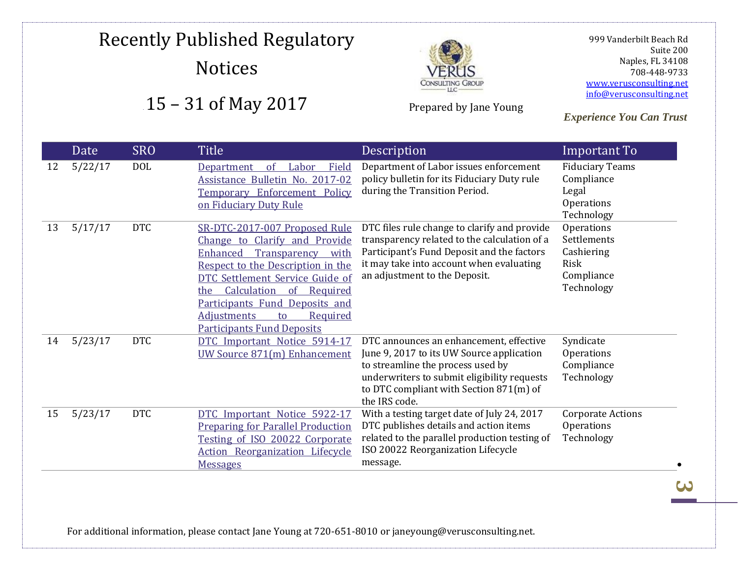# Recently Published Regulatory Notices

## 15 – 31 of May 2017

Prepared by Jane Young

999 Vanderbilt Beach Rd
Suite 200
Naples, FL 34108
708-448-9733
www.verusconsulting.net
info@verusconsulting.net

*Experience You Can Trust*

| | Date | SRO | Title | Description | Important To |
|---|---|---|---|---|---|
| 12 | 5/22/17 | DOL | Department of Labor Field Assistance Bulletin No. 2017-02 Temporary Enforcement Policy on Fiduciary Duty Rule | Department of Labor issues enforcement policy bulletin for its Fiduciary Duty rule during the Transition Period. | Fiduciary Teams<br>Compliance<br>Legal<br>Operations<br>Technology |
| 13 | 5/17/17 | DTC | SR-DTC-2017-007 Proposed Rule Change to Clarify and Provide Enhanced Transparency with Respect to the Description in the DTC Settlement Service Guide of the Calculation of Required Participants Fund Deposits and Adjustments to Required Participants Fund Deposits | DTC files rule change to clarify and provide transparency related to the calculation of a Participant's Fund Deposit and the factors it may take into account when evaluating an adjustment to the Deposit. | Operations<br>Settlements<br>Cashiering<br>Risk<br>Compliance<br>Technology |
| 14 | 5/23/17 | DTC | DTC Important Notice 5914-17 UW Source 871(m) Enhancement | DTC announces an enhancement, effective June 9, 2017 to its UW Source application to streamline the process used by underwriters to submit eligibility requests to DTC compliant with Section 871(m) of the IRS code. | Syndicate<br>Operations<br>Compliance<br>Technology |
| 15 | 5/23/17 | DTC | DTC Important Notice 5922-17 Preparing for Parallel Production Testing of ISO 20022 Corporate Action Reorganization Lifecycle Messages | With a testing target date of July 24, 2017 DTC publishes details and action items related to the parallel production testing of ISO 20022 Reorganization Lifecycle message. | Corporate Actions<br>Operations<br>Technology |

For additional information, please contact Jane Young at 720-651-8010 or janeyoung@verusconsulting.net.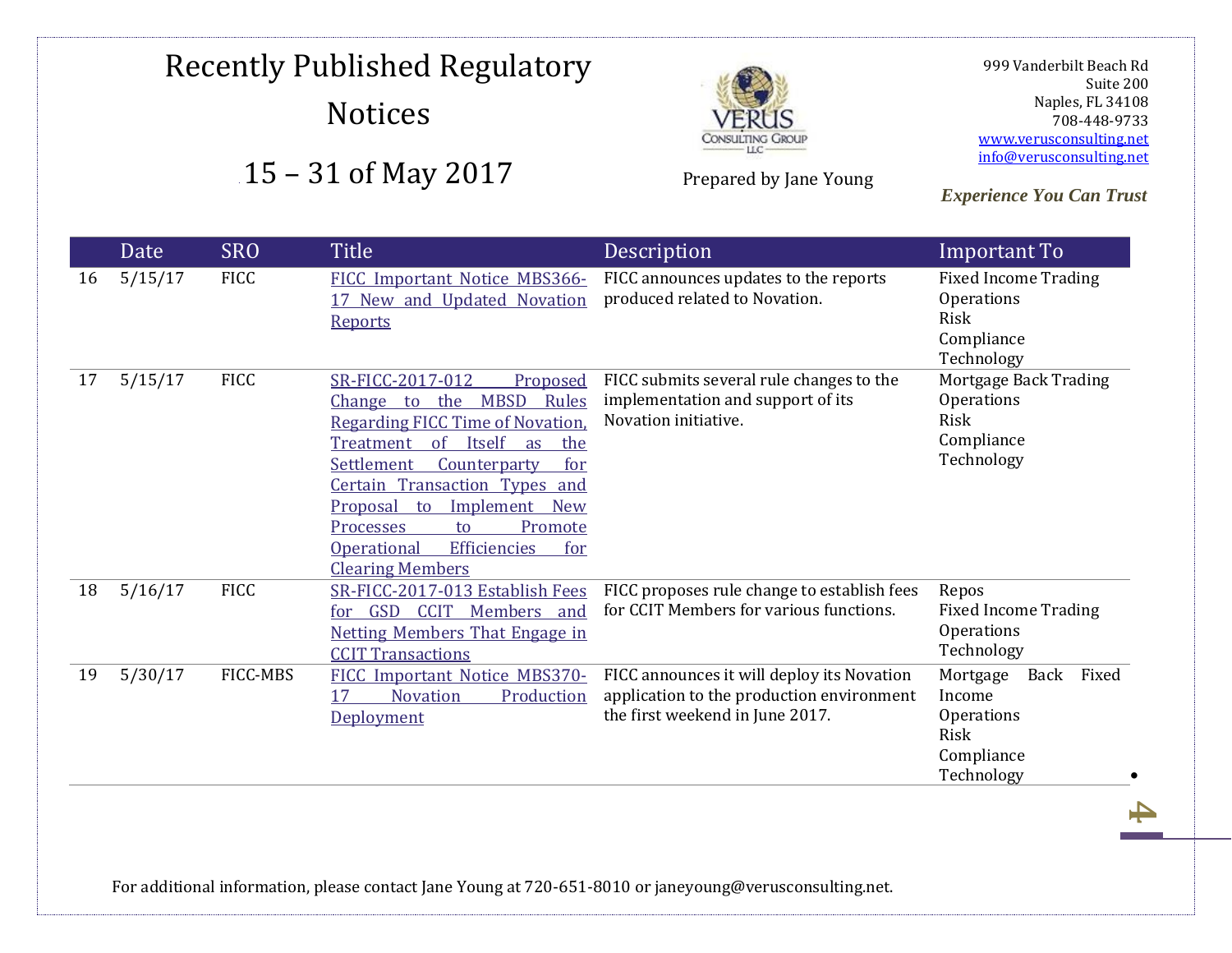# Recently Published Regulatory Notices

## 15 – 31 of May 2017

Prepared by Jane Young

999 Vanderbilt Beach Rd
Suite 200
Naples, FL 34108
708-448-9733
www.verusconsulting.net
info@verusconsulting.net

***Experience You Can Trust***

| | Date | SRO | Title | Description | Important To |
|---|---|---|---|---|---|
| 16 | 5/15/17 | FICC | FICC Important Notice MBS366-17 New and Updated Novation Reports | FICC announces updates to the reports produced related to Novation. | Fixed Income Trading<br>Operations<br>Risk<br>Compliance<br>Technology |
| 17 | 5/15/17 | FICC | SR-FICC-2017-012 Proposed Change to the MBSD Rules Regarding FICC Time of Novation, Treatment of Itself as the Settlement Counterparty for Certain Transaction Types and Proposal to Implement New Processes to Promote Operational Efficiencies for Clearing Members | FICC submits several rule changes to the implementation and support of its Novation initiative. | Mortgage Back Trading<br>Operations<br>Risk<br>Compliance<br>Technology |
| 18 | 5/16/17 | FICC | SR-FICC-2017-013 Establish Fees for GSD CCIT Members and Netting Members That Engage in CCIT Transactions | FICC proposes rule change to establish fees for CCIT Members for various functions. | Repos<br>Fixed Income Trading<br>Operations<br>Technology |
| 19 | 5/30/17 | FICC-MBS | FICC Important Notice MBS370-17 Novation Production Deployment | FICC announces it will deploy its Novation application to the production environment the first weekend in June 2017. | Mortgage Back Fixed Income<br>Operations<br>Risk<br>Compliance<br>Technology |

For additional information, please contact Jane Young at 720-651-8010 or janeyoung@verusconsulting.net.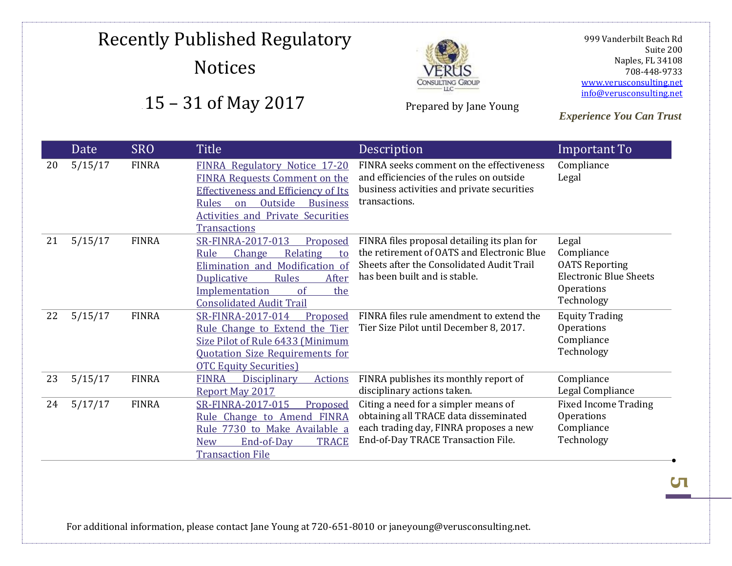# Recently Published Regulatory Notices

## 15 – 31 of May 2017

Prepared by Jane Young

999 Vanderbilt Beach Rd
Suite 200
Naples, FL 34108
708-448-9733
www.verusconsulting.net
info@verusconsulting.net

*Experience You Can Trust*

| | Date | SRO | Title | Description | Important To |
|---|---|---|---|---|---|
| 20 | 5/15/17 | FINRA | FINRA Regulatory Notice 17-20 FINRA Requests Comment on the Effectiveness and Efficiency of Its Rules on Outside Business Activities and Private Securities Transactions | FINRA seeks comment on the effectiveness and efficiencies of the rules on outside business activities and private securities transactions. | Compliance<br>Legal |
| 21 | 5/15/17 | FINRA | SR-FINRA-2017-013 Proposed Rule Change Relating to Elimination and Modification of Duplicative Rules After Implementation of the Consolidated Audit Trail | FINRA files proposal detailing its plan for the retirement of OATS and Electronic Blue Sheets after the Consolidated Audit Trail has been built and is stable. | Legal<br>Compliance<br>OATS Reporting<br>Electronic Blue Sheets<br>Operations<br>Technology |
| 22 | 5/15/17 | FINRA | SR-FINRA-2017-014 Proposed Rule Change to Extend the Tier Size Pilot of Rule 6433 (Minimum Quotation Size Requirements for OTC Equity Securities) | FINRA files rule amendment to extend the Tier Size Pilot until December 8, 2017. | Equity Trading<br>Operations<br>Compliance<br>Technology |
| 23 | 5/15/17 | FINRA | FINRA Disciplinary Actions Report May 2017 | FINRA publishes its monthly report of disciplinary actions taken. | Compliance<br>Legal Compliance |
| 24 | 5/17/17 | FINRA | SR-FINRA-2017-015 Proposed Rule Change to Amend FINRA Rule 7730 to Make Available a New End-of-Day TRACE Transaction File | Citing a need for a simpler means of obtaining all TRACE data disseminated each trading day, FINRA proposes a new End-of-Day TRACE Transaction File. | Fixed Income Trading<br>Operations<br>Compliance<br>Technology |

For additional information, please contact Jane Young at 720-651-8010 or janeyoung@verusconsulting.net.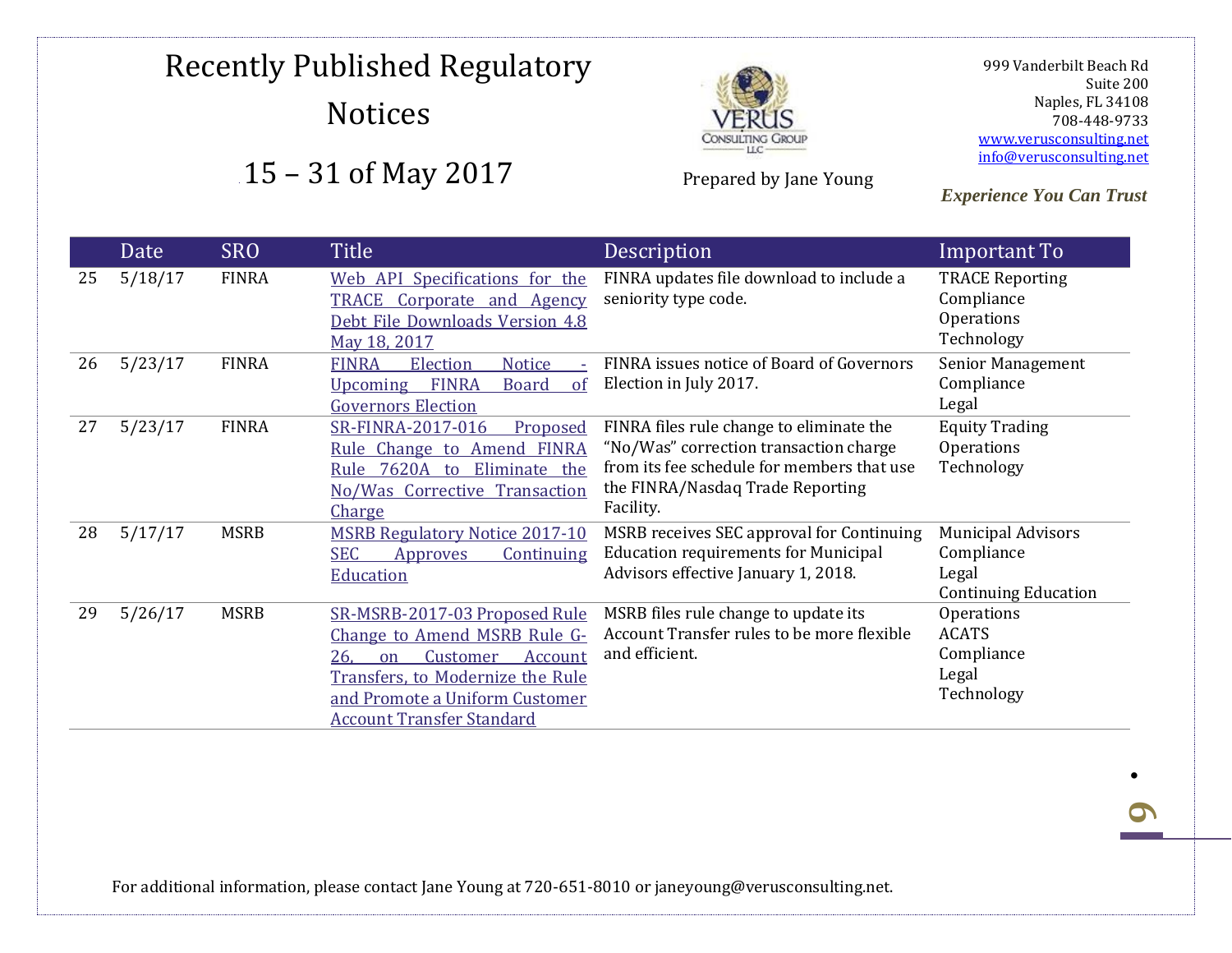# Recently Published Regulatory Notices

## 15 – 31 of May 2017

Prepared by Jane Young

999 Vanderbilt Beach Rd
Suite 200
Naples, FL 34108
708-448-9733
www.verusconsulting.net
info@verusconsulting.net

***Experience You Can Trust***

| | Date | SRO | Title | Description | Important To |
|---|---|---|---|---|---|
| 25 | 5/18/17 | FINRA | Web API Specifications for the TRACE Corporate and Agency Debt File Downloads Version 4.8 May 18, 2017 | FINRA updates file download to include a seniority type code. | TRACE Reporting<br>Compliance<br>Operations<br>Technology |
| 26 | 5/23/17 | FINRA | FINRA Election Notice - Upcoming FINRA Board of Governors Election | FINRA issues notice of Board of Governors Election in July 2017. | Senior Management<br>Compliance<br>Legal |
| 27 | 5/23/17 | FINRA | SR-FINRA-2017-016 Proposed Rule Change to Amend FINRA Rule 7620A to Eliminate the No/Was Corrective Transaction Charge | FINRA files rule change to eliminate the "No/Was" correction transaction charge from its fee schedule for members that use the FINRA/Nasdaq Trade Reporting Facility. | Equity Trading<br>Operations<br>Technology |
| 28 | 5/17/17 | MSRB | MSRB Regulatory Notice 2017-10 SEC Approves Continuing Education | MSRB receives SEC approval for Continuing Education requirements for Municipal Advisors effective January 1, 2018. | Municipal Advisors<br>Compliance<br>Legal<br>Continuing Education |
| 29 | 5/26/17 | MSRB | SR-MSRB-2017-03 Proposed Rule Change to Amend MSRB Rule G-26, on Customer Account Transfers, to Modernize the Rule and Promote a Uniform Customer Account Transfer Standard | MSRB files rule change to update its Account Transfer rules to be more flexible and efficient. | Operations<br>ACATS<br>Compliance<br>Legal<br>Technology |

For additional information, please contact Jane Young at 720-651-8010 or janeyoung@verusconsulting.net.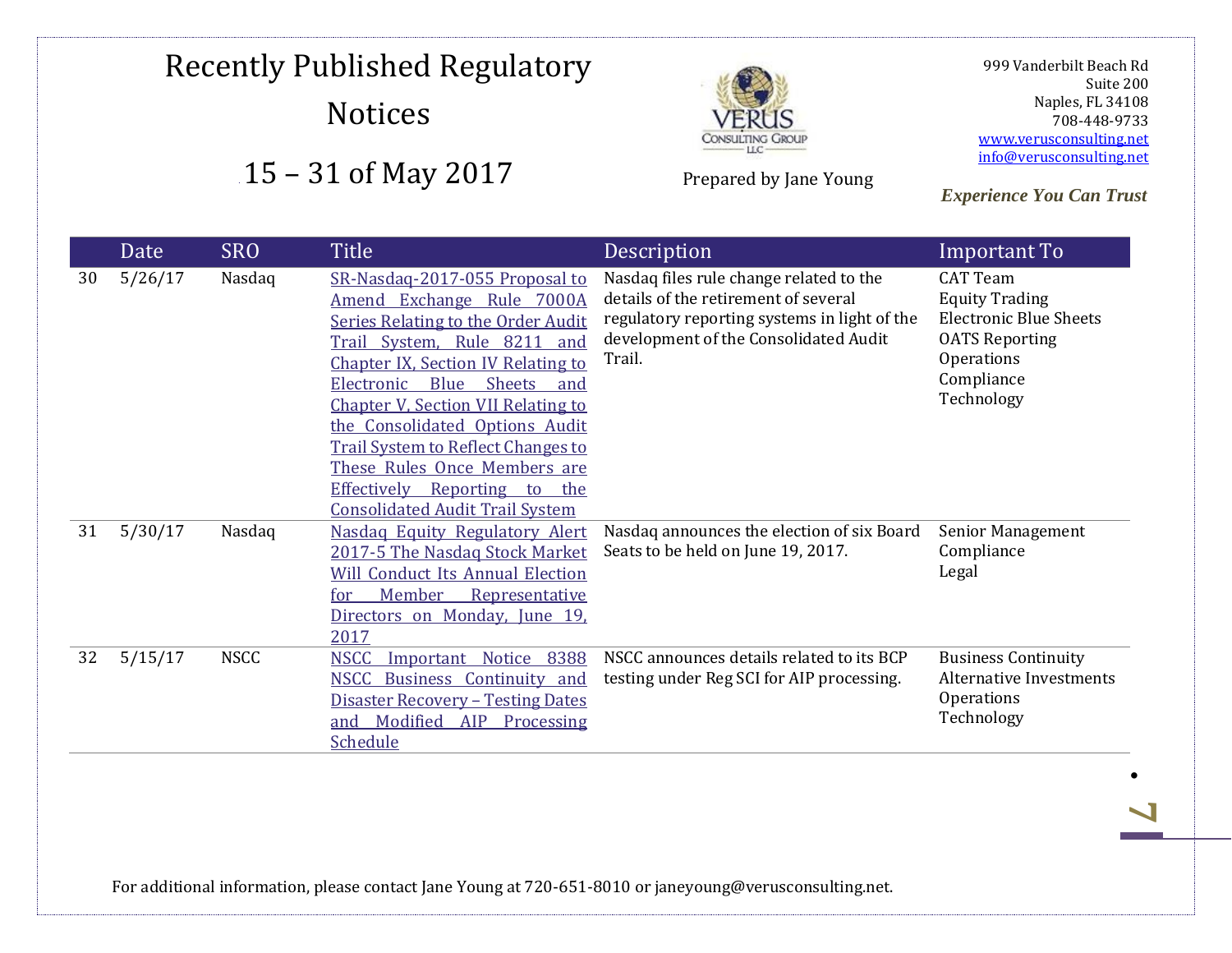# Recently Published Regulatory Notices

## 15 – 31 of May 2017

Prepared by Jane Young

999 Vanderbilt Beach Rd
Suite 200
Naples, FL 34108
708-448-9733
www.verusconsulting.net
info@verusconsulting.net

*Experience You Can Trust*

| | Date | SRO | Title | Description | Important To |
|---|---|---|---|---|---|
| 30 | 5/26/17 | Nasdaq | SR-Nasdaq-2017-055 Proposal to Amend Exchange Rule 7000A Series Relating to the Order Audit Trail System, Rule 8211 and Chapter IX, Section IV Relating to Electronic Blue Sheets and Chapter V, Section VII Relating to the Consolidated Options Audit Trail System to Reflect Changes to These Rules Once Members are Effectively Reporting to the Consolidated Audit Trail System | Nasdaq files rule change related to the details of the retirement of several regulatory reporting systems in light of the development of the Consolidated Audit Trail. | CAT Team<br>Equity Trading<br>Electronic Blue Sheets<br>OATS Reporting<br>Operations<br>Compliance<br>Technology |
| 31 | 5/30/17 | Nasdaq | Nasdaq Equity Regulatory Alert 2017-5 The Nasdaq Stock Market Will Conduct Its Annual Election for Member Representative Directors on Monday, June 19, 2017 | Nasdaq announces the election of six Board Seats to be held on June 19, 2017. | Senior Management<br>Compliance<br>Legal |
| 32 | 5/15/17 | NSCC | NSCC Important Notice 8388 NSCC Business Continuity and Disaster Recovery – Testing Dates and Modified AIP Processing Schedule | NSCC announces details related to its BCP testing under Reg SCI for AIP processing. | Business Continuity<br>Alternative Investments<br>Operations<br>Technology |

For additional information, please contact Jane Young at 720-651-8010 or janeyoung@verusconsulting.net.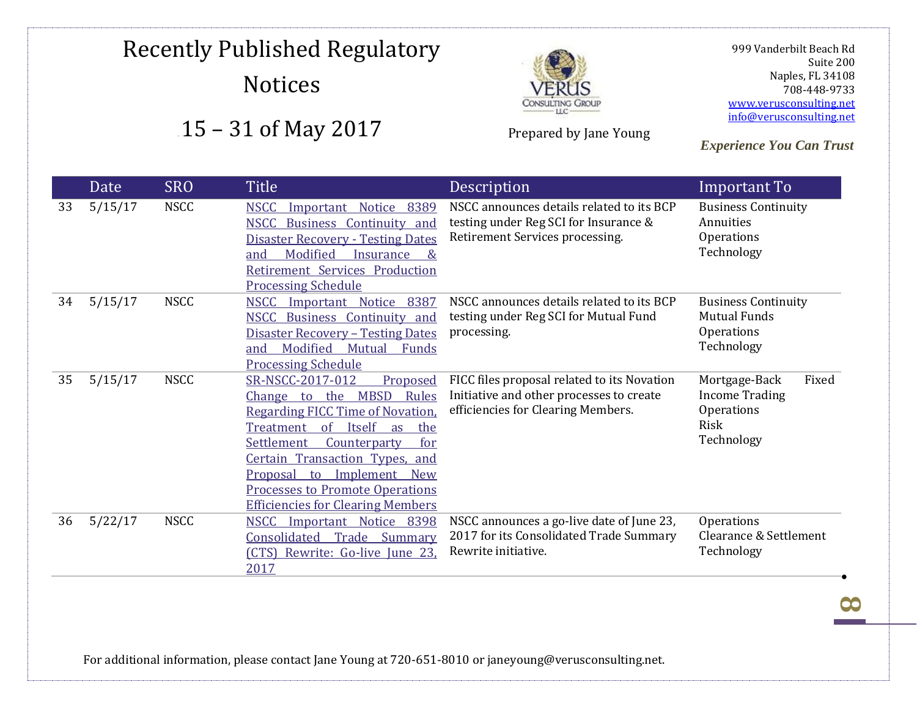# Recently Published Regulatory Notices

## 15 – 31 of May 2017

Prepared by Jane Young

999 Vanderbilt Beach Rd
Suite 200
Naples, FL 34108
708-448-9733
www.verusconsulting.net
info@verusconsulting.net

*Experience You Can Trust*

| | Date | SRO | Title | Description | Important To |
|---|---|---|---|---|---|
| 33 | 5/15/17 | NSCC | NSCC Important Notice 8389 NSCC Business Continuity and Disaster Recovery - Testing Dates and Modified Insurance & Retirement Services Production Processing Schedule | NSCC announces details related to its BCP testing under Reg SCI for Insurance & Retirement Services processing. | Business Continuity<br>Annuities<br>Operations<br>Technology |
| 34 | 5/15/17 | NSCC | NSCC Important Notice 8387 NSCC Business Continuity and Disaster Recovery – Testing Dates and Modified Mutual Funds Processing Schedule | NSCC announces details related to its BCP testing under Reg SCI for Mutual Fund processing. | Business Continuity<br>Mutual Funds<br>Operations<br>Technology |
| 35 | 5/15/17 | NSCC | SR-NSCC-2017-012 Proposed Change to the MBSD Rules Regarding FICC Time of Novation, Treatment of Itself as the Settlement Counterparty for Certain Transaction Types, and Proposal to Implement New Processes to Promote Operations Efficiencies for Clearing Members | FICC files proposal related to its Novation Initiative and other processes to create efficiencies for Clearing Members. | Mortgage-Back Fixed Income Trading<br>Operations<br>Risk<br>Technology |
| 36 | 5/22/17 | NSCC | NSCC Important Notice 8398 Consolidated Trade Summary (CTS) Rewrite: Go-live June 23, 2017 | NSCC announces a go-live date of June 23, 2017 for its Consolidated Trade Summary Rewrite initiative. | Operations<br>Clearance & Settlement<br>Technology |

For additional information, please contact Jane Young at 720-651-8010 or janeyoung@verusconsulting.net.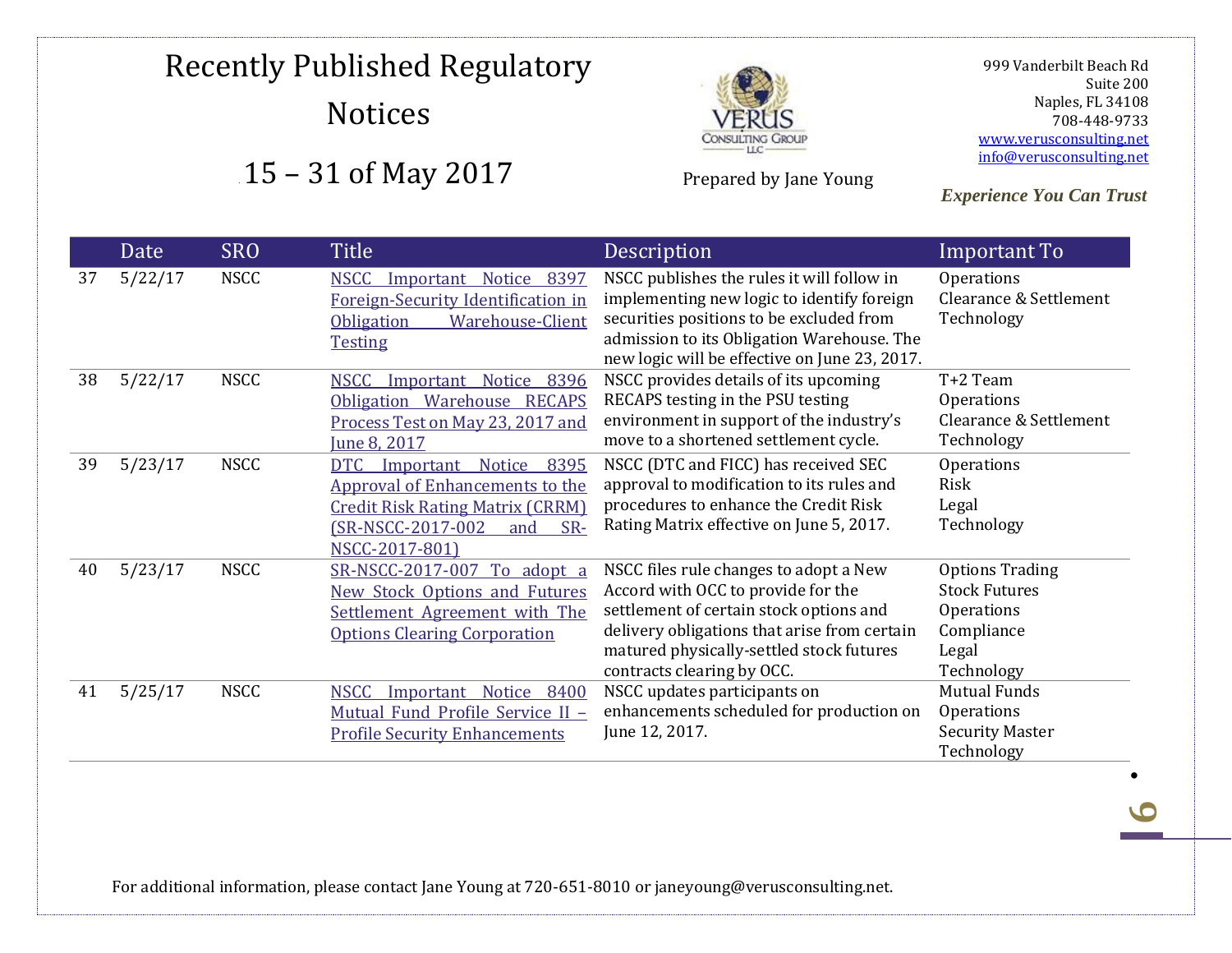# Recently Published Regulatory Notices

## 15 – 31 of May 2017

Prepared by Jane Young

999 Vanderbilt Beach Rd
Suite 200
Naples, FL 34108
708-448-9733
www.verusconsulting.net
info@verusconsulting.net

*Experience You Can Trust*

| | Date | SRO | Title | Description | Important To |
|---|---|---|---|---|---|
| 37 | 5/22/17 | NSCC | NSCC Important Notice 8397 Foreign-Security Identification in Obligation Warehouse-Client Testing | NSCC publishes the rules it will follow in implementing new logic to identify foreign securities positions to be excluded from admission to its Obligation Warehouse. The new logic will be effective on June 23, 2017. | Operations<br>Clearance & Settlement<br>Technology |
| 38 | 5/22/17 | NSCC | NSCC Important Notice 8396 Obligation Warehouse RECAPS Process Test on May 23, 2017 and June 8, 2017 | NSCC provides details of its upcoming RECAPS testing in the PSU testing environment in support of the industry's move to a shortened settlement cycle. | T+2 Team<br>Operations<br>Clearance & Settlement<br>Technology |
| 39 | 5/23/17 | NSCC | DTC Important Notice 8395 Approval of Enhancements to the Credit Risk Rating Matrix (CRRM) (SR-NSCC-2017-002 and SR-NSCC-2017-801) | NSCC (DTC and FICC) has received SEC approval to modification to its rules and procedures to enhance the Credit Risk Rating Matrix effective on June 5, 2017. | Operations<br>Risk<br>Legal<br>Technology |
| 40 | 5/23/17 | NSCC | SR-NSCC-2017-007 To adopt a New Stock Options and Futures Settlement Agreement with The Options Clearing Corporation | NSCC files rule changes to adopt a New Accord with OCC to provide for the settlement of certain stock options and delivery obligations that arise from certain matured physically-settled stock futures contracts clearing by OCC. | Options Trading<br>Stock Futures<br>Operations<br>Compliance<br>Legal<br>Technology |
| 41 | 5/25/17 | NSCC | NSCC Important Notice 8400 Mutual Fund Profile Service II – Profile Security Enhancements | NSCC updates participants on enhancements scheduled for production on June 12, 2017. | Mutual Funds<br>Operations<br>Security Master<br>Technology |

For additional information, please contact Jane Young at 720-651-8010 or janeyoung@verusconsulting.net.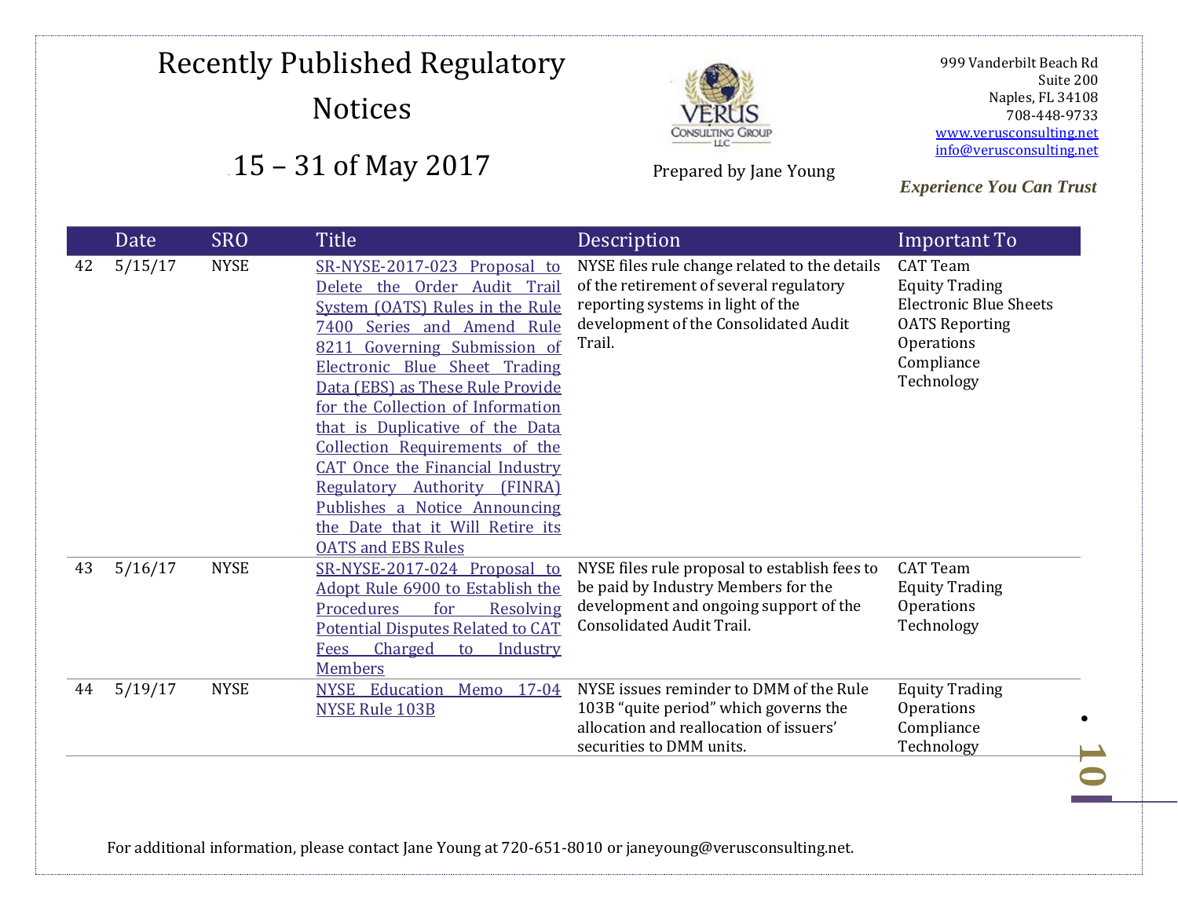# Recently Published Regulatory Notices

## 15 – 31 of May 2017

Prepared by Jane Young

999 Vanderbilt Beach Rd
Suite 200
Naples, FL 34108
708-448-9733
www.verusconsulting.net
info@verusconsulting.net

*Experience You Can Trust*

| | Date | SRO | Title | Description | Important To |
|---|---|---|---|---|---|
| 42 | 5/15/17 | NYSE | SR-NYSE-2017-023 Proposal to Delete the Order Audit Trail System (OATS) Rules in the Rule 7400 Series and Amend Rule 8211 Governing Submission of Electronic Blue Sheet Trading Data (EBS) as These Rule Provide for the Collection of Information that is Duplicative of the Data Collection Requirements of the CAT Once the Financial Industry Regulatory Authority (FINRA) Publishes a Notice Announcing the Date that it Will Retire its OATS and EBS Rules | NYSE files rule change related to the details of the retirement of several regulatory reporting systems in light of the development of the Consolidated Audit Trail. | CAT Team<br>Equity Trading<br>Electronic Blue Sheets<br>OATS Reporting<br>Operations<br>Compliance<br>Technology |
| 43 | 5/16/17 | NYSE | SR-NYSE-2017-024 Proposal to Adopt Rule 6900 to Establish the Procedures for Resolving Potential Disputes Related to CAT Fees Charged to Industry Members | NYSE files rule proposal to establish fees to be paid by Industry Members for the development and ongoing support of the Consolidated Audit Trail. | CAT Team<br>Equity Trading<br>Operations<br>Technology |
| 44 | 5/19/17 | NYSE | NYSE Education Memo 17-04 NYSE Rule 103B | NYSE issues reminder to DMM of the Rule 103B "quite period" which governs the allocation and reallocation of issuers' securities to DMM units. | Equity Trading<br>Operations<br>Compliance<br>Technology |

For additional information, please contact Jane Young at 720-651-8010 or janeyoung@verusconsulting.net.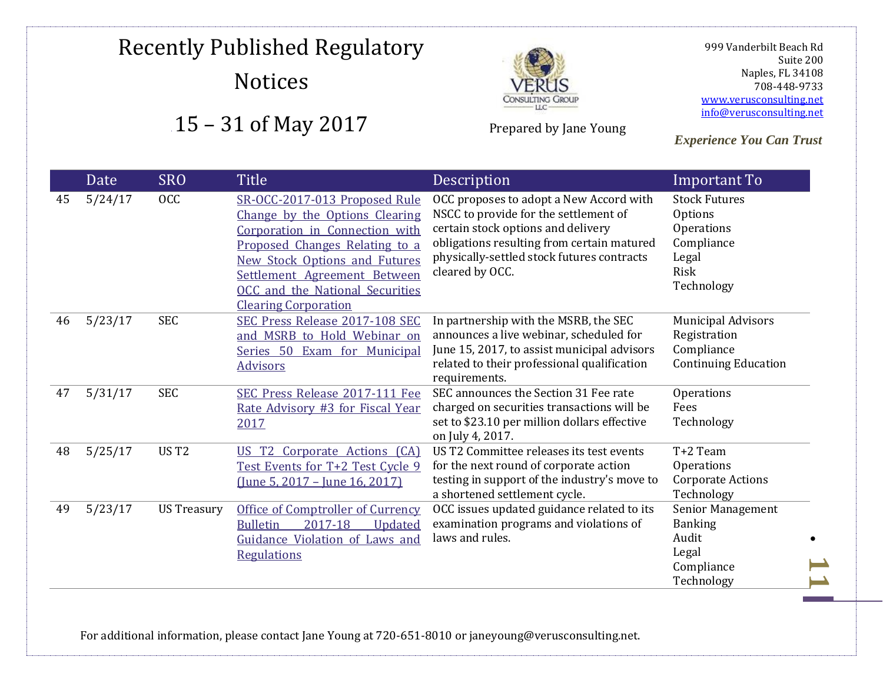# Recently Published Regulatory Notices

## 15 – 31 of May 2017

Prepared by Jane Young

999 Vanderbilt Beach Rd
Suite 200
Naples, FL 34108
708-448-9733
www.verusconsulting.net
info@verusconsulting.net

***Experience You Can Trust***

| | Date | SRO | Title | Description | Important To |
|---|---|---|---|---|---|
| 45 | 5/24/17 | OCC | SR-OCC-2017-013 Proposed Rule Change by the Options Clearing Corporation in Connection with Proposed Changes Relating to a New Stock Options and Futures Settlement Agreement Between OCC and the National Securities Clearing Corporation | OCC proposes to adopt a New Accord with NSCC to provide for the settlement of certain stock options and delivery obligations resulting from certain matured physically-settled stock futures contracts cleared by OCC. | Stock Futures<br>Options<br>Operations<br>Compliance<br>Legal<br>Risk<br>Technology |
| 46 | 5/23/17 | SEC | SEC Press Release 2017-108 SEC and MSRB to Hold Webinar on Series 50 Exam for Municipal Advisors | In partnership with the MSRB, the SEC announces a live webinar, scheduled for June 15, 2017, to assist municipal advisors related to their professional qualification requirements. | Municipal Advisors<br>Registration<br>Compliance<br>Continuing Education |
| 47 | 5/31/17 | SEC | SEC Press Release 2017-111 Fee Rate Advisory #3 for Fiscal Year 2017 | SEC announces the Section 31 Fee rate charged on securities transactions will be set to $23.10 per million dollars effective on July 4, 2017. | Operations<br>Fees<br>Technology |
| 48 | 5/25/17 | US T2 | US T2 Corporate Actions (CA) Test Events for T+2 Test Cycle 9 (June 5, 2017 – June 16, 2017) | US T2 Committee releases its test events for the next round of corporate action testing in support of the industry's move to a shortened settlement cycle. | T+2 Team<br>Operations<br>Corporate Actions<br>Technology |
| 49 | 5/23/17 | US Treasury | Office of Comptroller of Currency Bulletin 2017-18 Updated Guidance Violation of Laws and Regulations | OCC issues updated guidance related to its examination programs and violations of laws and rules. | Senior Management<br>Banking<br>Audit<br>Legal<br>Compliance<br>Technology |

For additional information, please contact Jane Young at 720-651-8010 or janeyoung@verusconsulting.net.